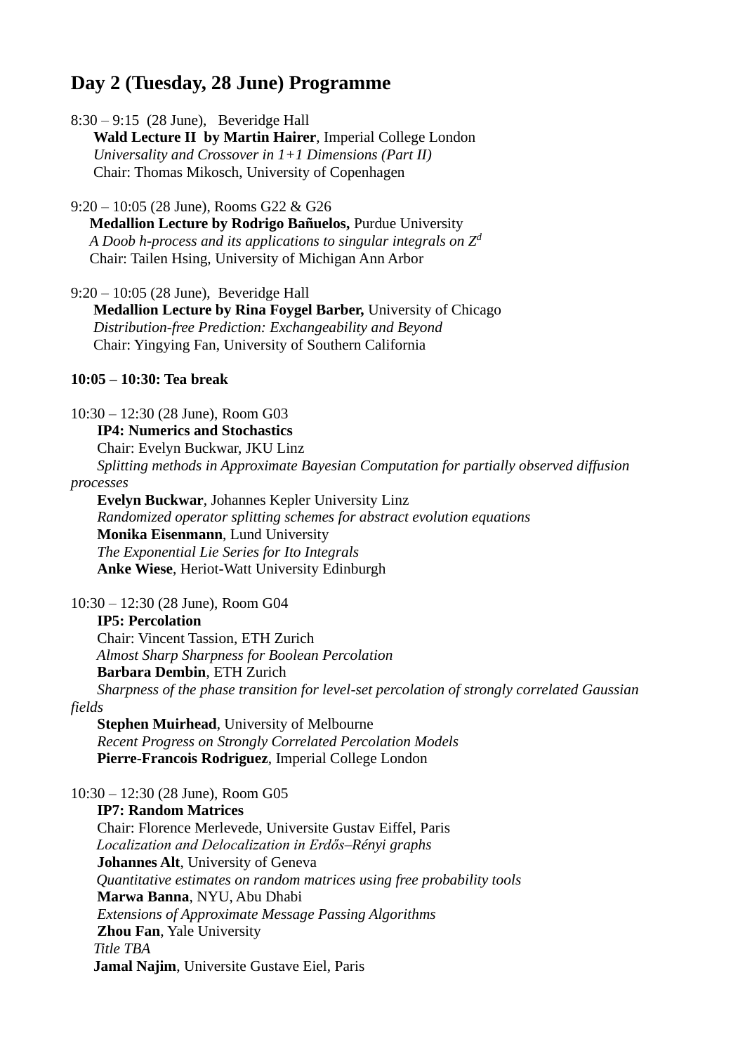## Day 2 (Tuesday, 28 June) Programme

8:30 – 9:15 (28 June), Beveridge Hall
**Wald Lecture II by Martin Hairer**, Imperial College London
*Universality and Crossover in 1+1 Dimensions (Part II)*
Chair: Thomas Mikosch, University of Copenhagen

9:20 – 10:05 (28 June), Rooms G22 & G26
**Medallion Lecture by Rodrigo Bañuelos,** Purdue University
*A Doob h-process and its applications to singular integrals on $Z^d$*
Chair: Tailen Hsing, University of Michigan Ann Arbor

9:20 – 10:05 (28 June), Beveridge Hall
**Medallion Lecture by Rina Foygel Barber,** University of Chicago
*Distribution-free Prediction: Exchangeability and Beyond*
Chair: Yingying Fan, University of Southern California

**10:05 – 10:30: Tea break**

10:30 – 12:30 (28 June), Room G03
**IP4: Numerics and Stochastics**
Chair: Evelyn Buckwar, JKU Linz
*Splitting methods in Approximate Bayesian Computation for partially observed diffusion processes*
**Evelyn Buckwar**, Johannes Kepler University Linz
*Randomized operator splitting schemes for abstract evolution equations*
**Monika Eisenmann**, Lund University
*The Exponential Lie Series for Ito Integrals*
**Anke Wiese**, Heriot-Watt University Edinburgh

10:30 – 12:30 (28 June), Room G04
**IP5: Percolation**
Chair: Vincent Tassion, ETH Zurich
*Almost Sharp Sharpness for Boolean Percolation*
**Barbara Dembin**, ETH Zurich
*Sharpness of the phase transition for level-set percolation of strongly correlated Gaussian fields*
**Stephen Muirhead**, University of Melbourne
*Recent Progress on Strongly Correlated Percolation Models*
**Pierre-Francois Rodriguez**, Imperial College London

10:30 – 12:30 (28 June), Room G05
**IP7: Random Matrices**
Chair: Florence Merlevede, Universite Gustav Eiffel, Paris
*Localization and Delocalization in Erdős–Rényi graphs*
**Johannes Alt**, University of Geneva
*Quantitative estimates on random matrices using free probability tools*
**Marwa Banna**, NYU, Abu Dhabi
*Extensions of Approximate Message Passing Algorithms*
**Zhou Fan**, Yale University
*Title TBA*
**Jamal Najim**, Universite Gustave Eiel, Paris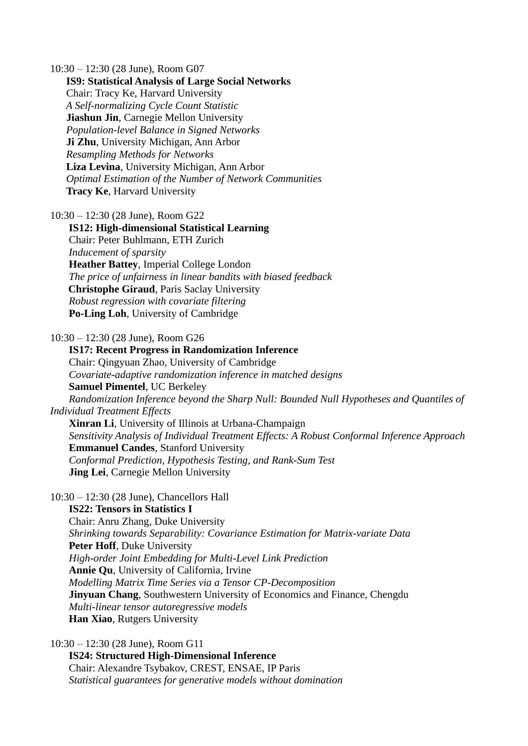10:30 – 12:30 (28 June), Room G07

**IS9: Statistical Analysis of Large Social Networks**
Chair: Tracy Ke, Harvard University
*A Self-normalizing Cycle Count Statistic*
**Jiashun Jin**, Carnegie Mellon University
*Population-level Balance in Signed Networks*
**Ji Zhu**, University Michigan, Ann Arbor
*Resampling Methods for Networks*
**Liza Levina**, University Michigan, Ann Arbor
*Optimal Estimation of the Number of Network Communities*
**Tracy Ke**, Harvard University

10:30 – 12:30 (28 June), Room G22

**IS12: High-dimensional Statistical Learning**
Chair: Peter Buhlmann, ETH Zurich
*Inducement of sparsity*
**Heather Battey**, Imperial College London
*The price of unfairness in linear bandits with biased feedback*
**Christophe Giraud**, Paris Saclay University
*Robust regression with covariate filtering*
**Po-Ling Loh**, University of Cambridge

10:30 – 12:30 (28 June), Room G26

**IS17: Recent Progress in Randomization Inference**
Chair: Qingyuan Zhao, University of Cambridge
*Covariate-adaptive randomization inference in matched designs*
**Samuel Pimentel**, UC Berkeley
*Randomization Inference beyond the Sharp Null: Bounded Null Hypotheses and Quantiles of Individual Treatment Effects*
**Xinran Li**, University of Illinois at Urbana-Champaign
*Sensitivity Analysis of Individual Treatment Effects: A Robust Conformal Inference Approach*
**Emmanuel Candes**, Stanford University
*Conformal Prediction, Hypothesis Testing, and Rank-Sum Test*
**Jing Lei**, Carnegie Mellon University

10:30 – 12:30 (28 June), Chancellors Hall

**IS22: Tensors in Statistics I**
Chair: Anru Zhang, Duke University
*Shrinking towards Separability: Covariance Estimation for Matrix-variate Data*
**Peter Hoff**, Duke University
*High-order Joint Embedding for Multi-Level Link Prediction*
**Annie Qu**, University of California, Irvine
*Modelling Matrix Time Series via a Tensor CP-Decomposition*
**Jinyuan Chang**, Southwestern University of Economics and Finance, Chengdu
*Multi-linear tensor autoregressive models*
**Han Xiao**, Rutgers University

10:30 – 12:30 (28 June), Room G11

**IS24: Structured High-Dimensional Inference**
Chair: Alexandre Tsybakov, CREST, ENSAE, IP Paris
*Statistical guarantees for generative models without domination*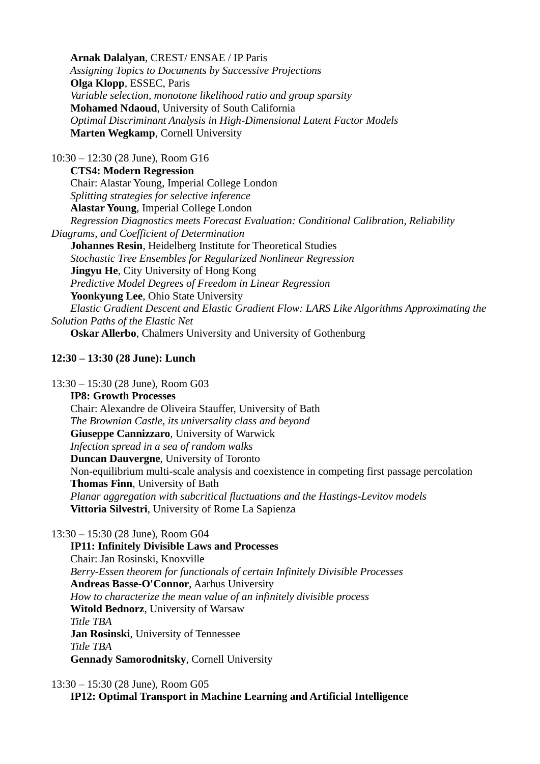**Arnak Dalalyan**, CREST/ ENSAE / IP Paris
*Assigning Topics to Documents by Successive Projections*
**Olga Klopp**, ESSEC, Paris
*Variable selection, monotone likelihood ratio and group sparsity*
**Mohamed Ndaoud**, University of South California
*Optimal Discriminant Analysis in High-Dimensional Latent Factor Models*
**Marten Wegkamp**, Cornell University

10:30 – 12:30 (28 June), Room G16
**CTS4: Modern Regression**
Chair: Alastar Young, Imperial College London
*Splitting strategies for selective inference*
**Alastar Young**, Imperial College London
*Regression Diagnostics meets Forecast Evaluation: Conditional Calibration, Reliability Diagrams, and Coefficient of Determination*
**Johannes Resin**, Heidelberg Institute for Theoretical Studies
*Stochastic Tree Ensembles for Regularized Nonlinear Regression*
**Jingyu He**, City University of Hong Kong
*Predictive Model Degrees of Freedom in Linear Regression*
**Yoonkyung Lee**, Ohio State University
*Elastic Gradient Descent and Elastic Gradient Flow: LARS Like Algorithms Approximating the Solution Paths of the Elastic Net*
**Oskar Allerbo**, Chalmers University and University of Gothenburg

**12:30 – 13:30 (28 June): Lunch**

13:30 – 15:30 (28 June), Room G03
**IP8: Growth Processes**
Chair: Alexandre de Oliveira Stauffer, University of Bath
*The Brownian Castle, its universality class and beyond*
**Giuseppe Cannizzaro**, University of Warwick
*Infection spread in a sea of random walks*
**Duncan Dauvergne**, University of Toronto
Non-equilibrium multi-scale analysis and coexistence in competing first passage percolation
**Thomas Finn**, University of Bath
*Planar aggregation with subcritical fluctuations and the Hastings-Levitov models*
**Vittoria Silvestri**, University of Rome La Sapienza

13:30 – 15:30 (28 June), Room G04
**IP11: Infinitely Divisible Laws and Processes**
Chair: Jan Rosinski, Knoxville
*Berry-Essen theorem for functionals of certain Infinitely Divisible Processes*
**Andreas Basse-O'Connor**, Aarhus University
*How to characterize the mean value of an infinitely divisible process*
**Witold Bednorz**, University of Warsaw
*Title TBA*
**Jan Rosinski**, University of Tennessee
*Title TBA*
**Gennady Samorodnitsky**, Cornell University

13:30 – 15:30 (28 June), Room G05
**IP12: Optimal Transport in Machine Learning and Artificial Intelligence**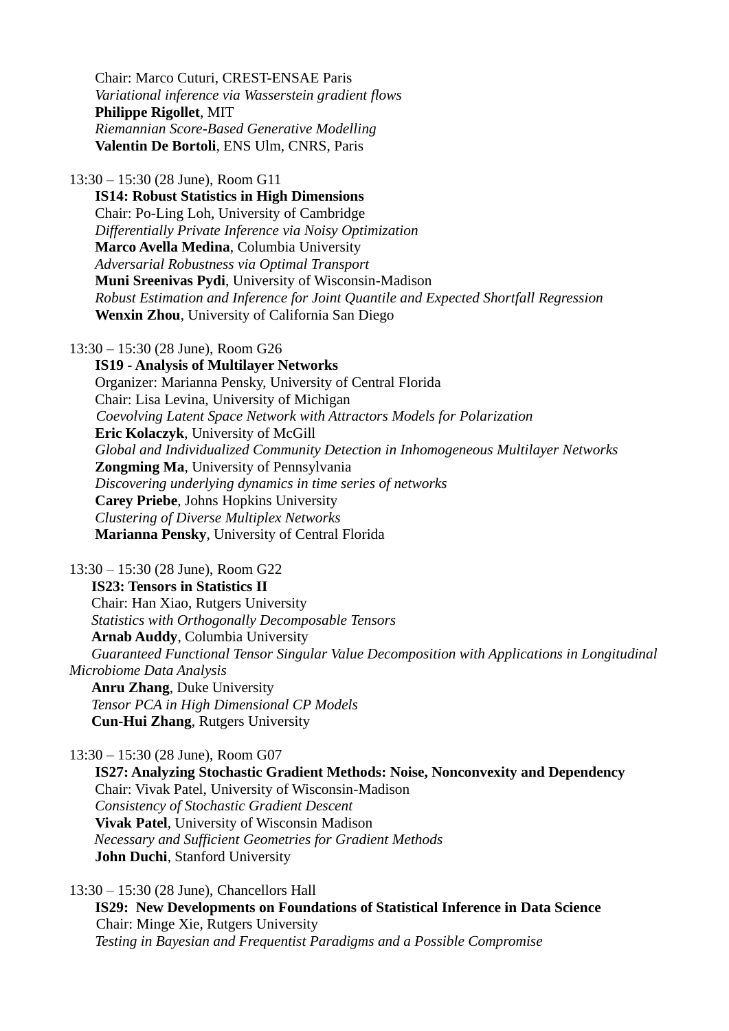Chair: Marco Cuturi, CREST-ENSAE Paris
*Variational inference via Wasserstein gradient flows*
**Philippe Rigollet**, MIT
*Riemannian Score-Based Generative Modelling*
**Valentin De Bortoli**, ENS Ulm, CNRS, Paris

13:30 – 15:30 (28 June), Room G11

**IS14: Robust Statistics in High Dimensions**
Chair: Po-Ling Loh, University of Cambridge
*Differentially Private Inference via Noisy Optimization*
**Marco Avella Medina**, Columbia University
*Adversarial Robustness via Optimal Transport*
**Muni Sreenivas Pydi**, University of Wisconsin-Madison
*Robust Estimation and Inference for Joint Quantile and Expected Shortfall Regression*
**Wenxin Zhou**, University of California San Diego

13:30 – 15:30 (28 June), Room G26

**IS19 - Analysis of Multilayer Networks**
Organizer: Marianna Pensky, University of Central Florida
Chair: Lisa Levina, University of Michigan
*Coevolving Latent Space Network with Attractors Models for Polarization*
**Eric Kolaczyk**, University of McGill
*Global and Individualized Community Detection in Inhomogeneous Multilayer Networks*
**Zongming Ma**, University of Pennsylvania
*Discovering underlying dynamics in time series of networks*
**Carey Priebe**, Johns Hopkins University
*Clustering of Diverse Multiplex Networks*
**Marianna Pensky**, University of Central Florida

13:30 – 15:30 (28 June), Room G22

**IS23: Tensors in Statistics II**
Chair: Han Xiao, Rutgers University
*Statistics with Orthogonally Decomposable Tensors*
**Arnab Auddy**, Columbia University
*Guaranteed Functional Tensor Singular Value Decomposition with Applications in Longitudinal Microbiome Data Analysis*
**Anru Zhang**, Duke University
*Tensor PCA in High Dimensional CP Models*
**Cun-Hui Zhang**, Rutgers University

13:30 – 15:30 (28 June), Room G07

**IS27: Analyzing Stochastic Gradient Methods: Noise, Nonconvexity and Dependency**
Chair: Vivak Patel, University of Wisconsin-Madison
*Consistency of Stochastic Gradient Descent*
**Vivak Patel**, University of Wisconsin Madison
*Necessary and Sufficient Geometries for Gradient Methods*
**John Duchi**, Stanford University

13:30 – 15:30 (28 June), Chancellors Hall

**IS29: New Developments on Foundations of Statistical Inference in Data Science**
Chair: Minge Xie, Rutgers University
*Testing in Bayesian and Frequentist Paradigms and a Possible Compromise*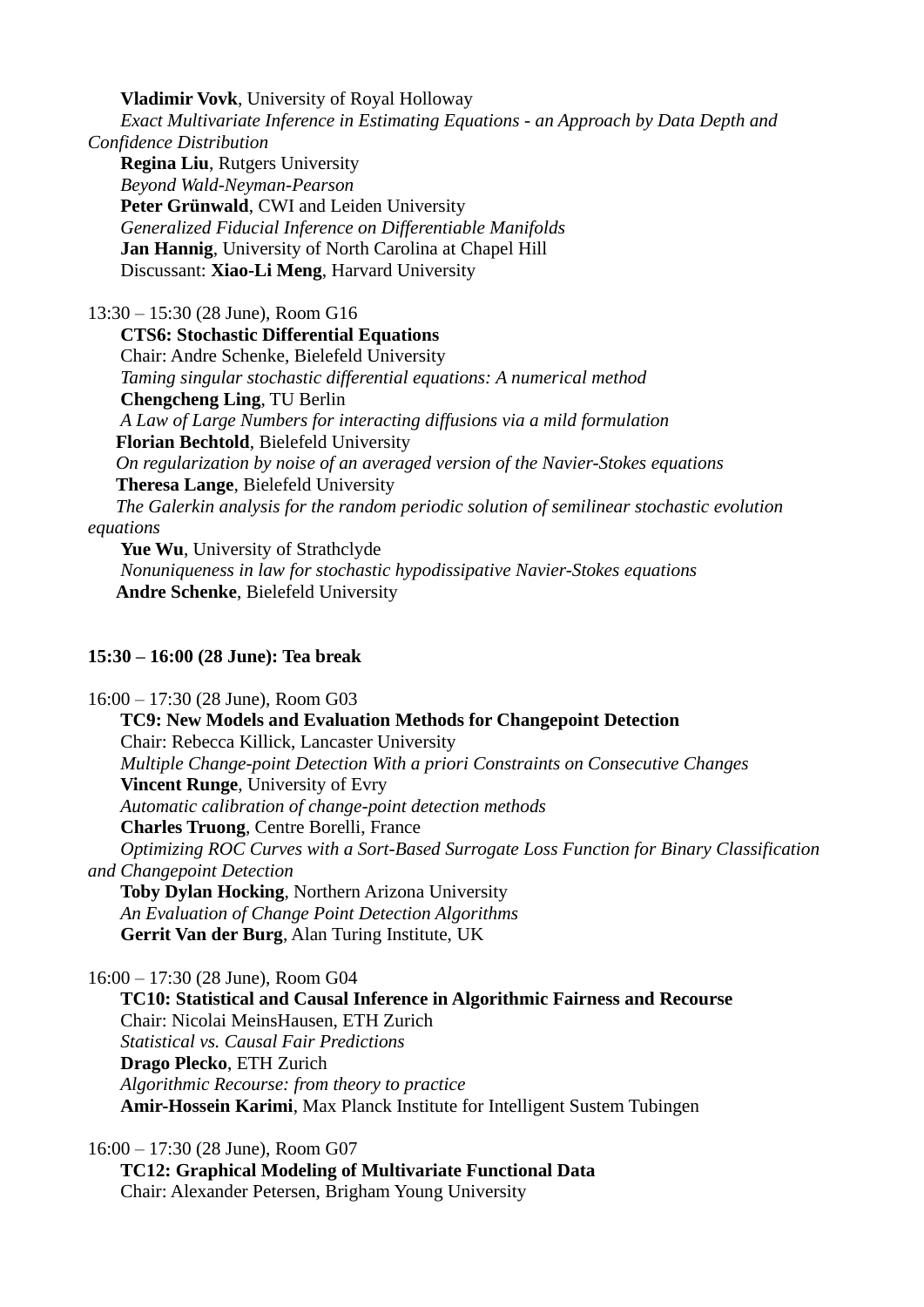**Vladimir Vovk**, University of Royal Holloway

*Exact Multivariate Inference in Estimating Equations - an Approach by Data Depth and Confidence Distribution*

**Regina Liu**, Rutgers University

*Beyond Wald-Neyman-Pearson*

**Peter Grünwald**, CWI and Leiden University

*Generalized Fiducial Inference on Differentiable Manifolds*

**Jan Hannig**, University of North Carolina at Chapel Hill

Discussant: **Xiao-Li Meng**, Harvard University

13:30 – 15:30 (28 June), Room G16

**CTS6: Stochastic Differential Equations**

Chair: Andre Schenke, Bielefeld University

*Taming singular stochastic differential equations: A numerical method*

**Chengcheng Ling**, TU Berlin

*A Law of Large Numbers for interacting diffusions via a mild formulation*

**Florian Bechtold**, Bielefeld University

*On regularization by noise of an averaged version of the Navier-Stokes equations*

**Theresa Lange**, Bielefeld University

*The Galerkin analysis for the random periodic solution of semilinear stochastic evolution equations*

**Yue Wu**, University of Strathclyde

*Nonuniqueness in law for stochastic hypodissipative Navier-Stokes equations*

**Andre Schenke**, Bielefeld University

**15:30 – 16:00 (28 June): Tea break**

16:00 – 17:30 (28 June), Room G03

**TC9: New Models and Evaluation Methods for Changepoint Detection**

Chair: Rebecca Killick, Lancaster University

*Multiple Change-point Detection With a priori Constraints on Consecutive Changes*

**Vincent Runge**, University of Evry

*Automatic calibration of change-point detection methods*

**Charles Truong**, Centre Borelli, France

*Optimizing ROC Curves with a Sort-Based Surrogate Loss Function for Binary Classification and Changepoint Detection*

**Toby Dylan Hocking**, Northern Arizona University

*An Evaluation of Change Point Detection Algorithms*

**Gerrit Van der Burg**, Alan Turing Institute, UK

16:00 – 17:30 (28 June), Room G04

**TC10: Statistical and Causal Inference in Algorithmic Fairness and Recourse**

Chair: Nicolai MeinsHausen, ETH Zurich

*Statistical vs. Causal Fair Predictions*

**Drago Plecko**, ETH Zurich

*Algorithmic Recourse: from theory to practice*

**Amir-Hossein Karimi**, Max Planck Institute for Intelligent Sustem Tubingen

16:00 – 17:30 (28 June), Room G07

**TC12: Graphical Modeling of Multivariate Functional Data**

Chair: Alexander Petersen, Brigham Young University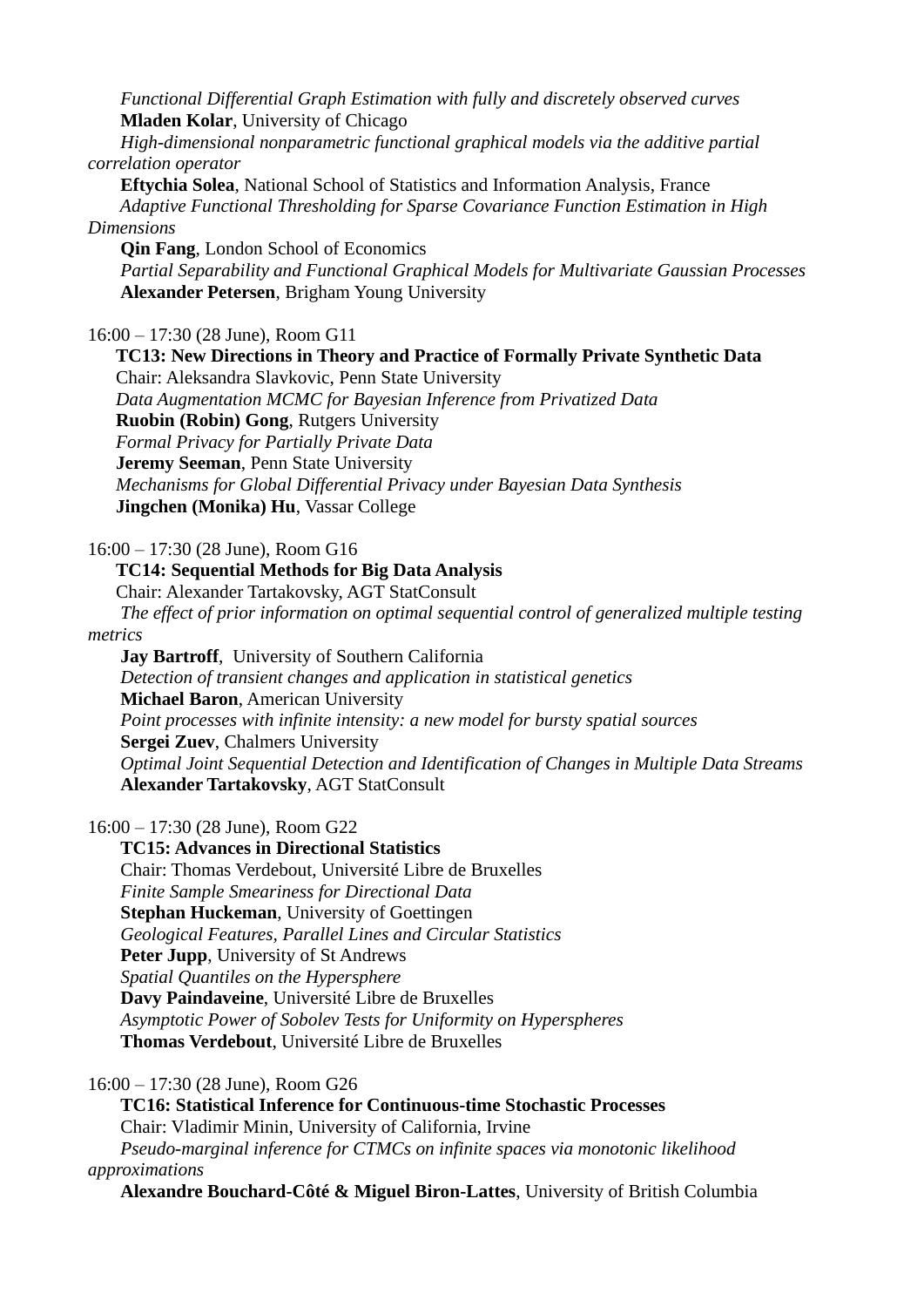*Functional Differential Graph Estimation with fully and discretely observed curves*
**Mladen Kolar**, University of Chicago
*High-dimensional nonparametric functional graphical models via the additive partial correlation operator*
**Eftychia Solea**, National School of Statistics and Information Analysis, France
*Adaptive Functional Thresholding for Sparse Covariance Function Estimation in High Dimensions*
**Qin Fang**, London School of Economics
*Partial Separability and Functional Graphical Models for Multivariate Gaussian Processes*
**Alexander Petersen**, Brigham Young University

16:00 – 17:30 (28 June), Room G11
**TC13: New Directions in Theory and Practice of Formally Private Synthetic Data**
Chair: Aleksandra Slavkovic, Penn State University
*Data Augmentation MCMC for Bayesian Inference from Privatized Data*
**Ruobin (Robin) Gong**, Rutgers University
*Formal Privacy for Partially Private Data*
**Jeremy Seeman**, Penn State University
*Mechanisms for Global Differential Privacy under Bayesian Data Synthesis*
**Jingchen (Monika) Hu**, Vassar College

16:00 – 17:30 (28 June), Room G16
**TC14: Sequential Methods for Big Data Analysis**
Chair: Alexander Tartakovsky, AGT StatConsult
*The effect of prior information on optimal sequential control of generalized multiple testing metrics*
**Jay Bartroff**, University of Southern California
*Detection of transient changes and application in statistical genetics*
**Michael Baron**, American University
*Point processes with infinite intensity: a new model for bursty spatial sources*
**Sergei Zuev**, Chalmers University
*Optimal Joint Sequential Detection and Identification of Changes in Multiple Data Streams*
**Alexander Tartakovsky**, AGT StatConsult

16:00 – 17:30 (28 June), Room G22
**TC15: Advances in Directional Statistics**
Chair: Thomas Verdebout, Université Libre de Bruxelles
*Finite Sample Smeariness for Directional Data*
**Stephan Huckeman**, University of Goettingen
*Geological Features, Parallel Lines and Circular Statistics*
**Peter Jupp**, University of St Andrews
*Spatial Quantiles on the Hypersphere*
**Davy Paindaveine**, Université Libre de Bruxelles
*Asymptotic Power of Sobolev Tests for Uniformity on Hyperspheres*
**Thomas Verdebout**, Université Libre de Bruxelles

16:00 – 17:30 (28 June), Room G26
**TC16: Statistical Inference for Continuous-time Stochastic Processes**
Chair: Vladimir Minin, University of California, Irvine
*Pseudo-marginal inference for CTMCs on infinite spaces via monotonic likelihood approximations*
**Alexandre Bouchard-Côté & Miguel Biron-Lattes**, University of British Columbia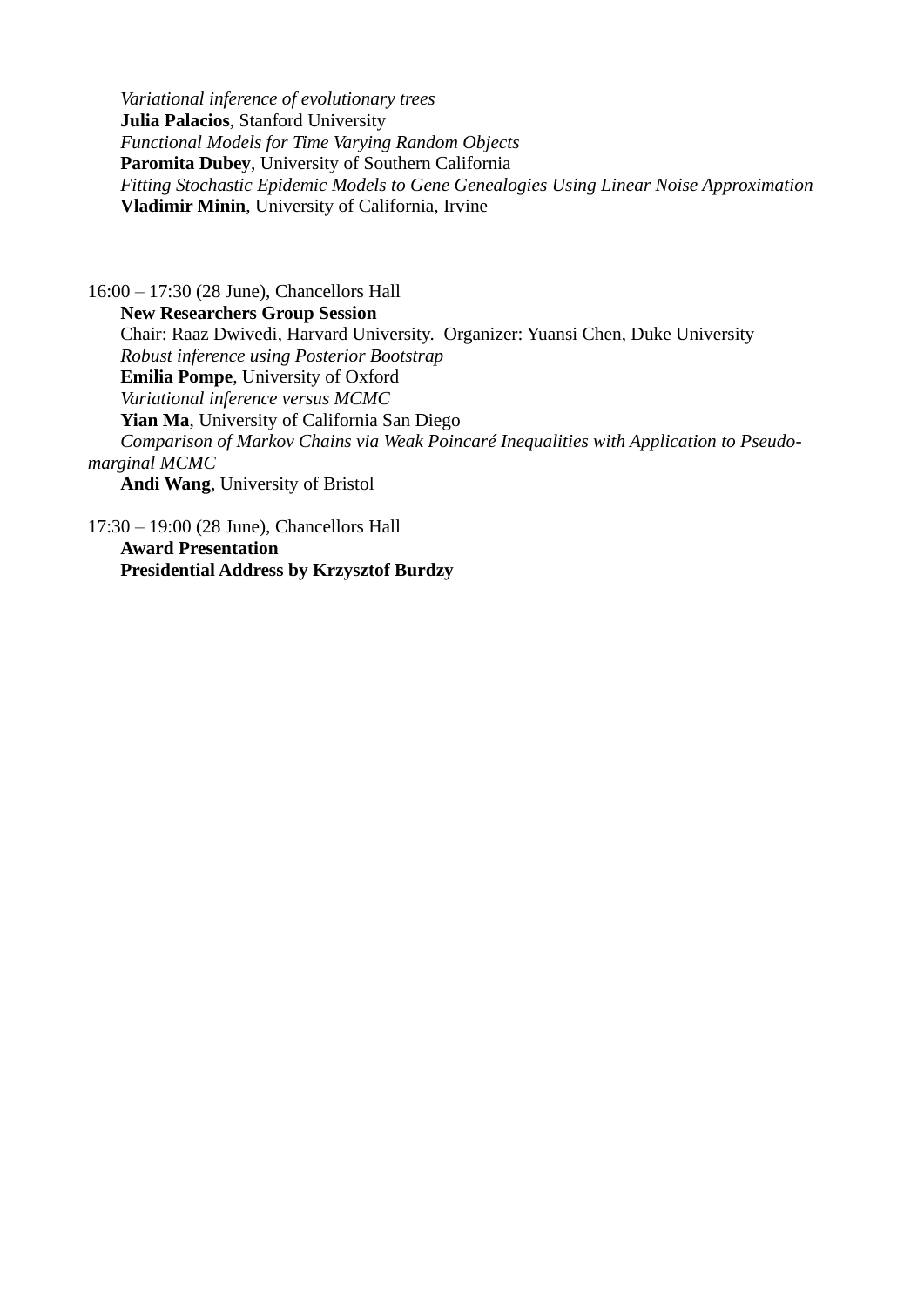*Variational inference of evolutionary trees*
**Julia Palacios**, Stanford University
*Functional Models for Time Varying Random Objects*
**Paromita Dubey**, University of Southern California
*Fitting Stochastic Epidemic Models to Gene Genealogies Using Linear Noise Approximation*
**Vladimir Minin**, University of California, Irvine

16:00 – 17:30 (28 June), Chancellors Hall
**New Researchers Group Session**
Chair: Raaz Dwivedi, Harvard University. Organizer: Yuansi Chen, Duke University
*Robust inference using Posterior Bootstrap*
**Emilia Pompe**, University of Oxford
*Variational inference versus MCMC*
**Yian Ma**, University of California San Diego
*Comparison of Markov Chains via Weak Poincaré Inequalities with Application to Pseudo-marginal MCMC*
**Andi Wang**, University of Bristol

17:30 – 19:00 (28 June), Chancellors Hall
**Award Presentation**
**Presidential Address by Krzysztof Burdzy**